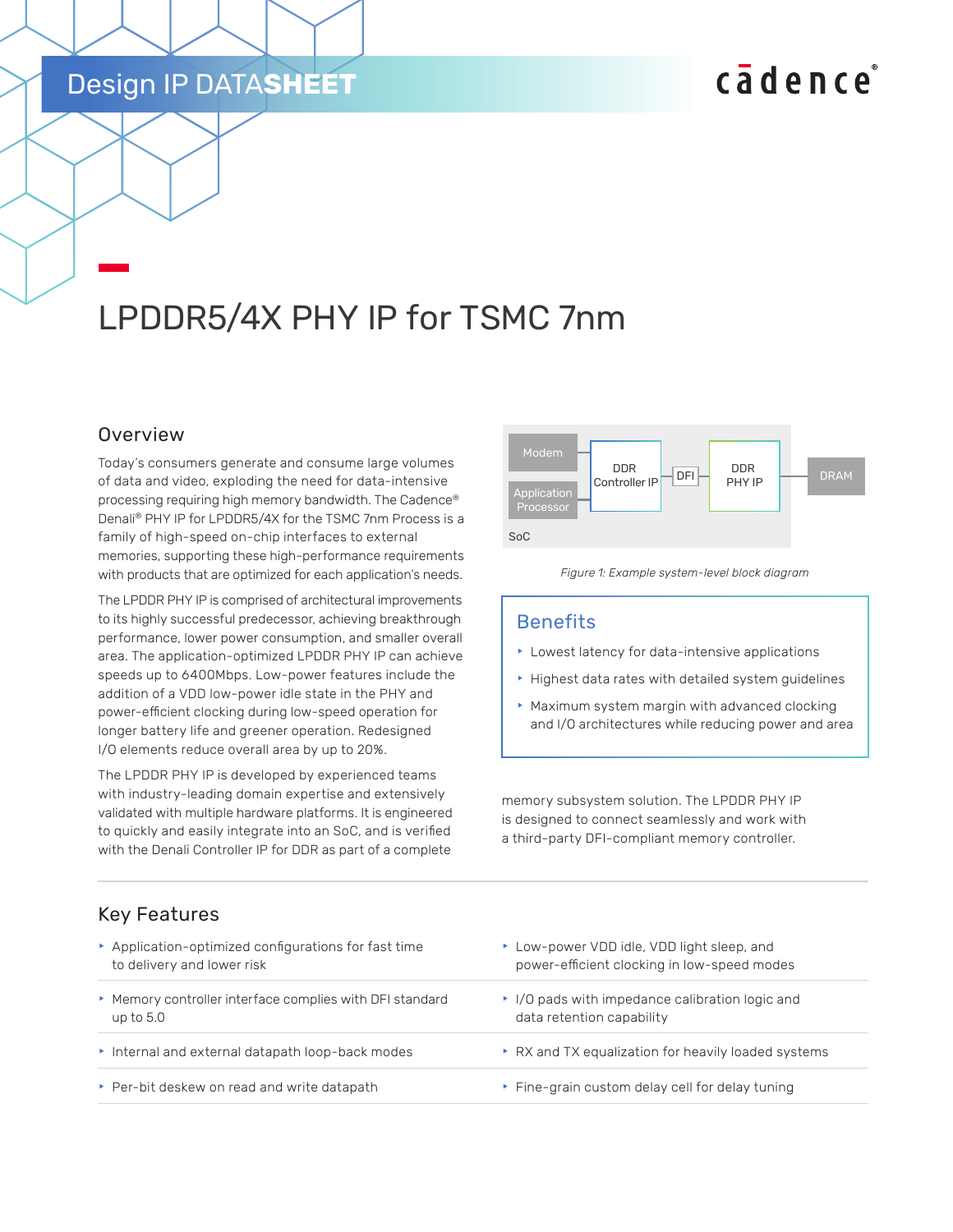# LPDDR5/4X PHY IP for TSMC 7nm

## Overview

Today's consumers generate and consume large volumes of data and video, exploding the need for data-intensive processing requiring high memory bandwidth. The Cadence® Denali® PHY IP for LPDDR5/4X for the TSMC 7nm Process is a family of high-speed on-chip interfaces to external memories, supporting these high-performance requirements with products that are optimized for each application's needs.

The LPDDR PHY IP is comprised of architectural improvements to its highly successful predecessor, achieving breakthrough performance, lower power consumption, and smaller overall area. The application-optimized LPDDR PHY IP can achieve speeds up to 6400Mbps. Low-power features include the addition of a VDD low-power idle state in the PHY and power-efficient clocking during low-speed operation for longer battery life and greener operation. Redesigned I/O elements reduce overall area by up to 20%.

The LPDDR PHY IP is developed by experienced teams with industry-leading domain expertise and extensively validated with multiple hardware platforms. It is engineered to quickly and easily integrate into an SoC, and is verified with the Denali Controller IP for DDR as part of a complete memory subsystem solution. The LPDDR PHY IP is designed to connect seamlessly and work with a third-party DFI-compliant memory controller.

*Figure 1: Example system-level block diagram*

## Benefits

- Lowest latency for data-intensive applications
- Highest data rates with detailed system guidelines
- Maximum system margin with advanced clocking and I/O architectures while reducing power and area

## Key Features

- Application-optimized configurations for fast time to delivery and lower risk
- Low-power VDD idle, VDD light sleep, and power-efficient clocking in low-speed modes
- Memory controller interface complies with DFI standard up to 5.0
- I/O pads with impedance calibration logic and data retention capability
- Internal and external datapath loop-back modes
- RX and TX equalization for heavily loaded systems
- Per-bit deskew on read and write datapath
- Fine-grain custom delay cell for delay tuning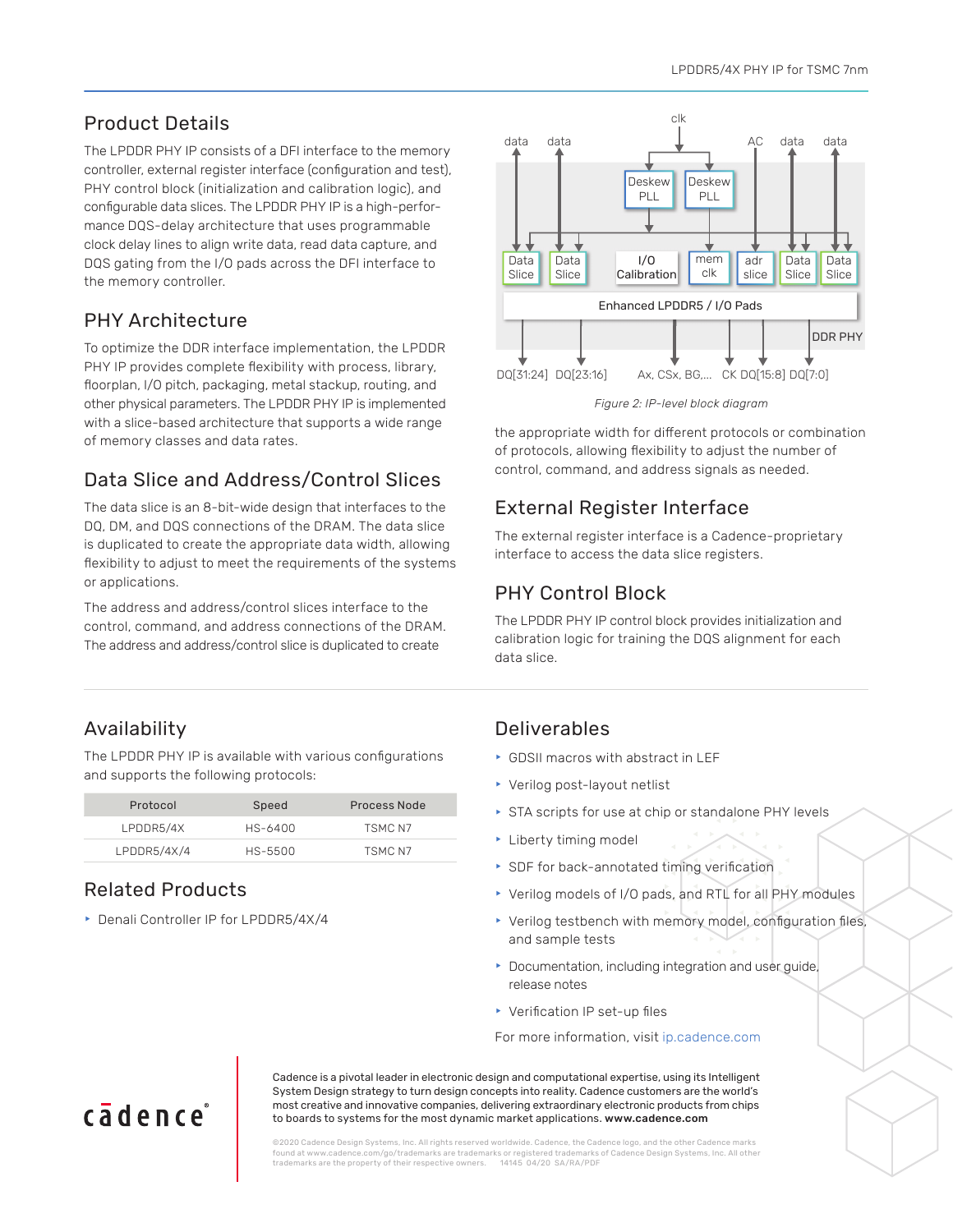## Product Details

The LPDDR PHY IP consists of a DFI interface to the memory controller, external register interface (configuration and test), PHY control block (initialization and calibration logic), and configurable data slices. The LPDDR PHY IP is a high-performance DQS-delay architecture that uses programmable clock delay lines to align write data, read data capture, and DQS gating from the I/O pads across the DFI interface to the memory controller.

## PHY Architecture

To optimize the DDR interface implementation, the LPDDR PHY IP provides complete flexibility with process, library, floorplan, I/O pitch, packaging, metal stackup, routing, and other physical parameters. The LPDDR PHY IP is implemented with a slice-based architecture that supports a wide range of memory classes and data rates.

## Data Slice and Address/Control Slices

The data slice is an 8-bit-wide design that interfaces to the DQ, DM, and DQS connections of the DRAM. The data slice is duplicated to create the appropriate data width, allowing flexibility to adjust to meet the requirements of the systems or applications.

The address and address/control slices interface to the control, command, and address connections of the DRAM. The address and address/control slice is duplicated to create the appropriate width for different protocols or combination of protocols, allowing flexibility to adjust the number of control, command, and address signals as needed.

clk
data
data
AC
data
data
Deskew PLL
Deskew PLL
Data Slice
Data Slice
I/O Calibration
mem clk
adr slice
Data Slice
Data Slice
Enhanced LPDDR5 / I/O Pads
DDR PHY
DQ[31:24] DQ[23:16] Ax, CSx, BG,... CK DQ[15:8] DQ[7:0]

*Figure 2: IP-level block diagram*

## External Register Interface

The external register interface is a Cadence-proprietary interface to access the data slice registers.

## PHY Control Block

The LPDDR PHY IP control block provides initialization and calibration logic for training the DQS alignment for each data slice.

## Availability

The LPDDR PHY IP is available with various configurations and supports the following protocols:

| Protocol | Speed | Process Node |
|---|---|---|
| LPDDR5/4X | HS-6400 | TSMC N7 |
| LPDDR5/4X/4 | HS-5500 | TSMC N7 |

## Related Products

- Denali Controller IP for LPDDR5/4X/4

## Deliverables

- GDSII macros with abstract in LEF
- Verilog post-layout netlist
- STA scripts for use at chip or standalone PHY levels
- Liberty timing model
- SDF for back-annotated timing verification
- Verilog models of I/O pads, and RTL for all PHY modules
- Verilog testbench with memory model, configuration files, and sample tests
- Documentation, including integration and user guide, release notes
- Verification IP set-up files

For more information, visit ip.cadence.com

cādence®

Cadence is a pivotal leader in electronic design and computational expertise, using its Intelligent System Design strategy to turn design concepts into reality. Cadence customers are the world's most creative and innovative companies, delivering extraordinary electronic products from chips to boards to systems for the most dynamic market applications. **www.cadence.com**

©2020 Cadence Design Systems, Inc. All rights reserved worldwide. Cadence, the Cadence logo, and the other Cadence marks found at www.cadence.com/go/trademarks are trademarks or registered trademarks of Cadence Design Systems, Inc. All other trademarks are the property of their respective owners. 14145 04/20 SA/RA/PDF